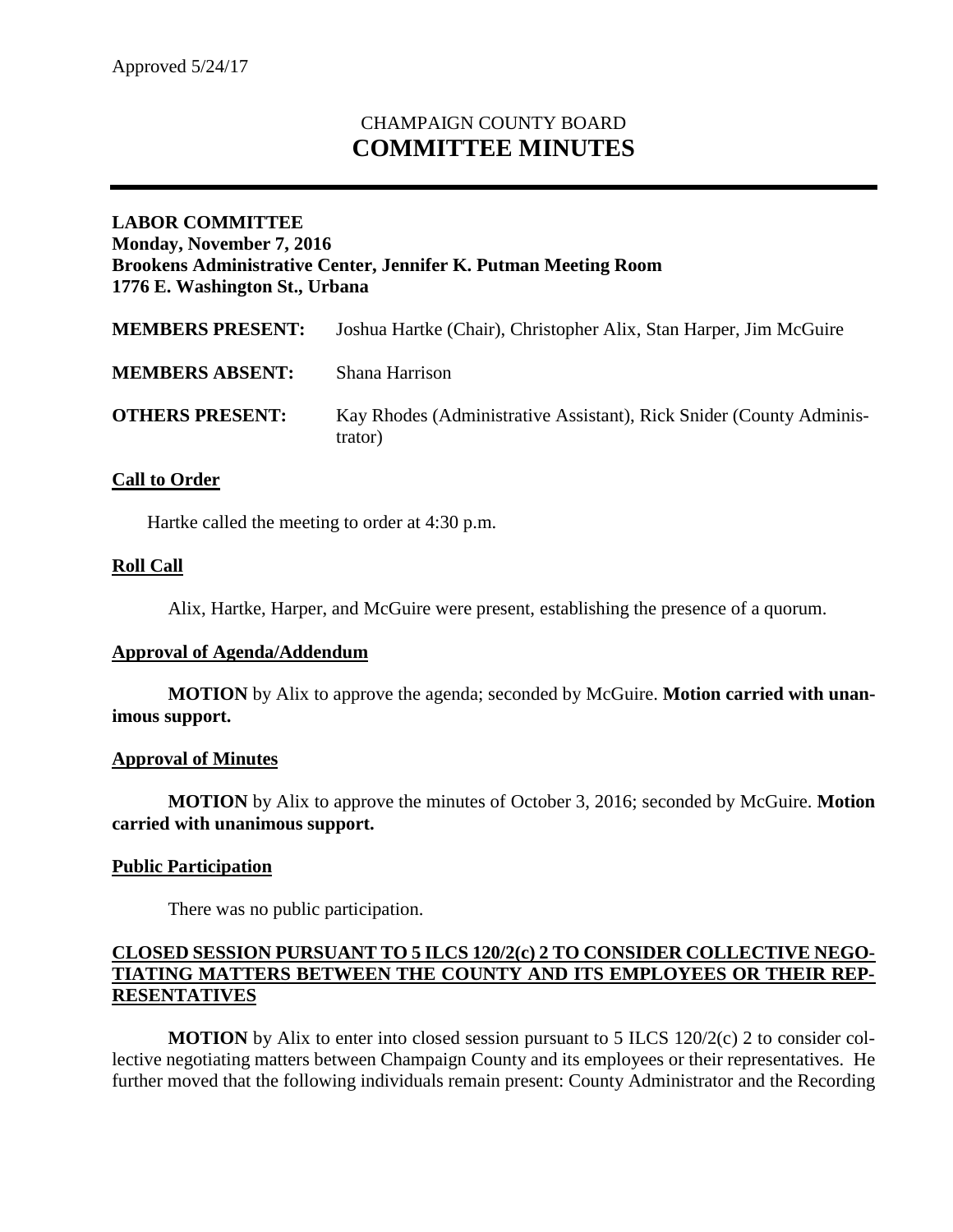Approved 5/24/17

# CHAMPAIGN COUNTY BOARD
# COMMITTEE MINUTES

---

**LABOR COMMITTEE**
**Monday, November 7, 2016**
**Brookens Administrative Center, Jennifer K. Putman Meeting Room**
**1776 E. Washington St., Urbana**

| | |
|---|---|
| **MEMBERS PRESENT:** | Joshua Hartke (Chair), Christopher Alix, Stan Harper, Jim McGuire |
| **MEMBERS ABSENT:** | Shana Harrison |
| **OTHERS PRESENT:** | Kay Rhodes (Administrative Assistant), Rick Snider (County Administrator) |

## Call to Order

Hartke called the meeting to order at 4:30 p.m.

## Roll Call

Alix, Hartke, Harper, and McGuire were present, establishing the presence of a quorum.

## Approval of Agenda/Addendum

**MOTION** by Alix to approve the agenda; seconded by McGuire. **Motion carried with unanimous support.**

## Approval of Minutes

**MOTION** by Alix to approve the minutes of October 3, 2016; seconded by McGuire. **Motion carried with unanimous support.**

## Public Participation

There was no public participation.

## CLOSED SESSION PURSUANT TO 5 ILCS 120/2(c) 2 TO CONSIDER COLLECTIVE NEGOTIATING MATTERS BETWEEN THE COUNTY AND ITS EMPLOYEES OR THEIR REPRESENTATIVES

**MOTION** by Alix to enter into closed session pursuant to 5 ILCS 120/2(c) 2 to consider collective negotiating matters between Champaign County and its employees or their representatives. He further moved that the following individuals remain present: County Administrator and the Recording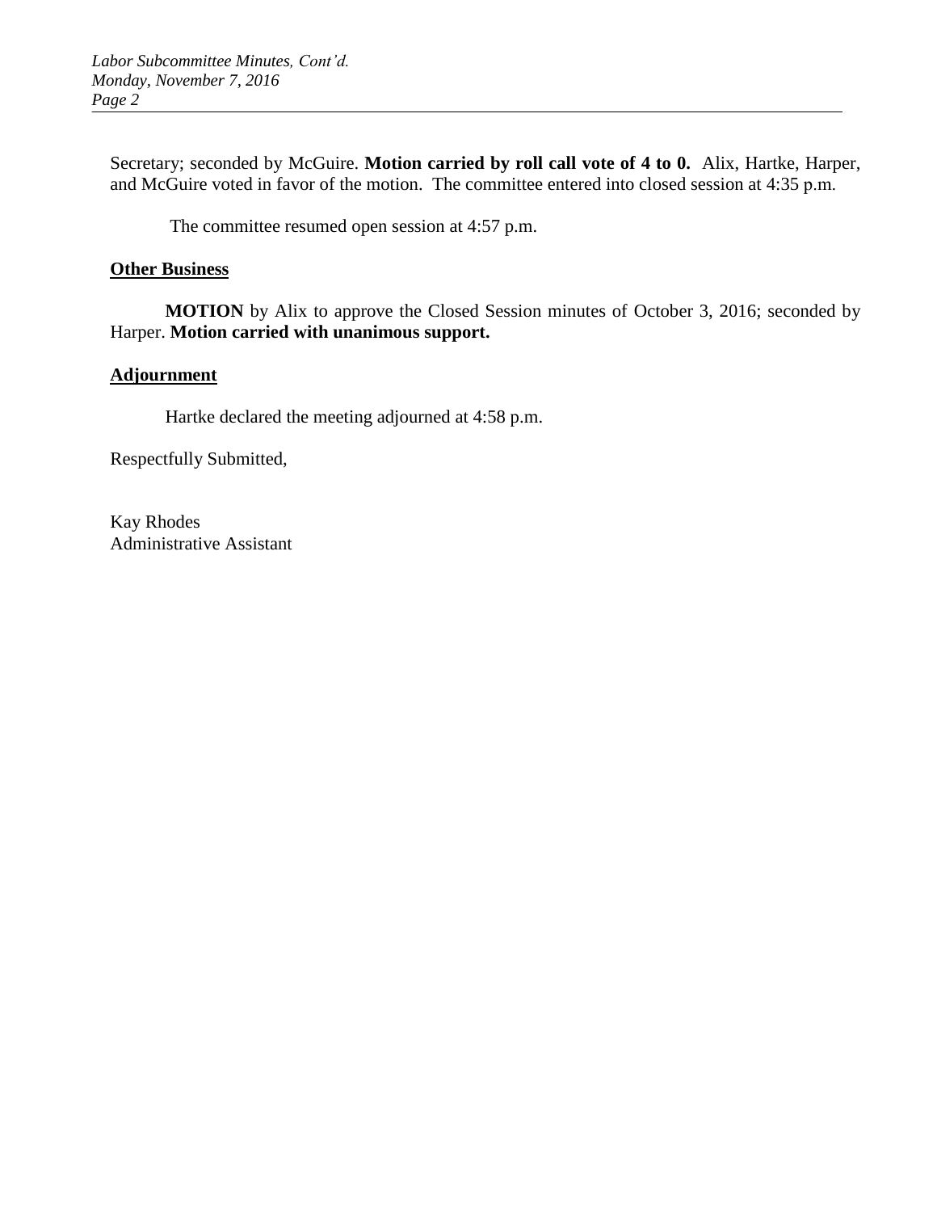Secretary; seconded by McGuire. **Motion carried by roll call vote of 4 to 0.** Alix, Hartke, Harper, and McGuire voted in favor of the motion. The committee entered into closed session at 4:35 p.m.

The committee resumed open session at 4:57 p.m.

**Other Business**

**MOTION** by Alix to approve the Closed Session minutes of October 3, 2016; seconded by Harper. **Motion carried with unanimous support.**

**Adjournment**

Hartke declared the meeting adjourned at 4:58 p.m.

Respectfully Submitted,

Kay Rhodes
Administrative Assistant